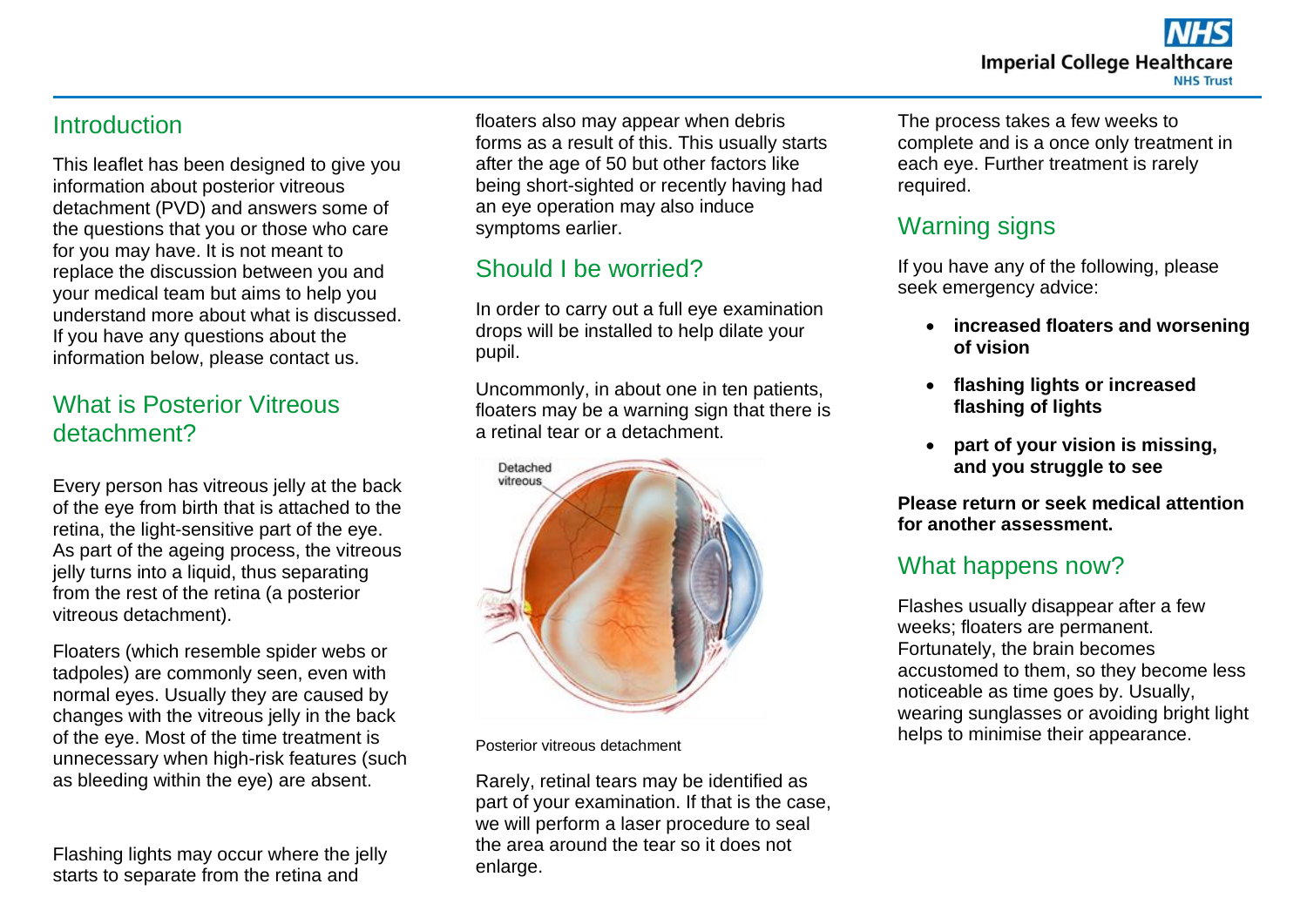## Introduction

This leaflet has been designed to give you information about posterior vitreous detachment (PVD) and answers some of the questions that you or those who care for you may have. It is not meant to replace the discussion between you and your medical team but aims to help you understand more about what is discussed. If you have any questions about the information below, please contact us.

## What is Posterior Vitreous detachment?

Every person has vitreous jelly at the back of the eye from birth that is attached to the retina, the light-sensitive part of the eye. As part of the ageing process, the vitreous jelly turns into a liquid, thus separating from the rest of the retina (a posterior vitreous detachment).

Floaters (which resemble spider webs or tadpoles) are commonly seen, even with normal eyes. Usually they are caused by changes with the vitreous jelly in the back of the eye. Most of the time treatment is unnecessary when high-risk features (such as bleeding within the eye) are absent.

Flashing lights may occur where the jelly starts to separate from the retina and floaters also may appear when debris forms as a result of this. This usually starts after the age of 50 but other factors like being short-sighted or recently having had an eye operation may also induce symptoms earlier.

## Should I be worried?

In order to carry out a full eye examination drops will be installed to help dilate your pupil.

Uncommonly, in about one in ten patients, floaters may be a warning sign that there is a retinal tear or a detachment.

Posterior vitreous detachment

Rarely, retinal tears may be identified as part of your examination. If that is the case, we will perform a laser procedure to seal the area around the tear so it does not enlarge.

The process takes a few weeks to complete and is a once only treatment in each eye. Further treatment is rarely required.

## Warning signs

If you have any of the following, please seek emergency advice:

- **increased floaters and worsening of vision**
- **flashing lights or increased flashing of lights**
- **part of your vision is missing, and you struggle to see**

**Please return or seek medical attention for another assessment.**

## What happens now?

Flashes usually disappear after a few weeks; floaters are permanent. Fortunately, the brain becomes accustomed to them, so they become less noticeable as time goes by. Usually, wearing sunglasses or avoiding bright light helps to minimise their appearance.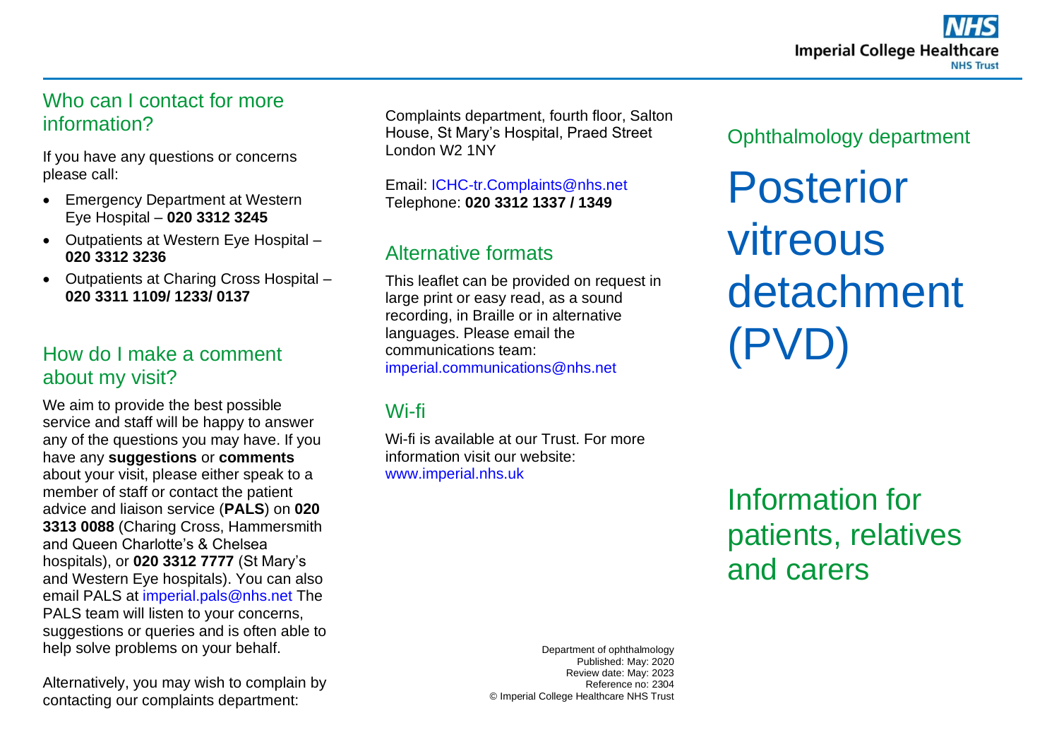## Who can I contact for more information?

If you have any questions or concerns please call:

- Emergency Department at Western Eye Hospital – **020 3312 3245**
- Outpatients at Western Eye Hospital – **020 3312 3236**
- Outpatients at Charing Cross Hospital – **020 3311 1109/ 1233/ 0137**

## How do I make a comment about my visit?

We aim to provide the best possible service and staff will be happy to answer any of the questions you may have. If you have any **suggestions** or **comments** about your visit, please either speak to a member of staff or contact the patient advice and liaison service (**PALS**) on **020 3313 0088** (Charing Cross, Hammersmith and Queen Charlotte's & Chelsea hospitals), or **020 3312 7777** (St Mary's and Western Eye hospitals). You can also email PALS at imperial.pals@nhs.net The PALS team will listen to your concerns, suggestions or queries and is often able to help solve problems on your behalf.

Alternatively, you may wish to complain by contacting our complaints department:

Complaints department, fourth floor, Salton House, St Mary's Hospital, Praed Street London W2 1NY

Email: ICHC-tr.Complaints@nhs.net
Telephone: **020 3312 1337 / 1349**

## Alternative formats

This leaflet can be provided on request in large print or easy read, as a sound recording, in Braille or in alternative languages. Please email the communications team: imperial.communications@nhs.net

## Wi-fi

Wi-fi is available at our Trust. For more information visit our website: www.imperial.nhs.uk

Department of ophthalmology
Published: May: 2020
Review date: May: 2023
Reference no: 2304
© Imperial College Healthcare NHS Trust

Imperial College Healthcare NHS Trust

Ophthalmology department

# Posterior vitreous detachment (PVD)

## Information for patients, relatives and carers